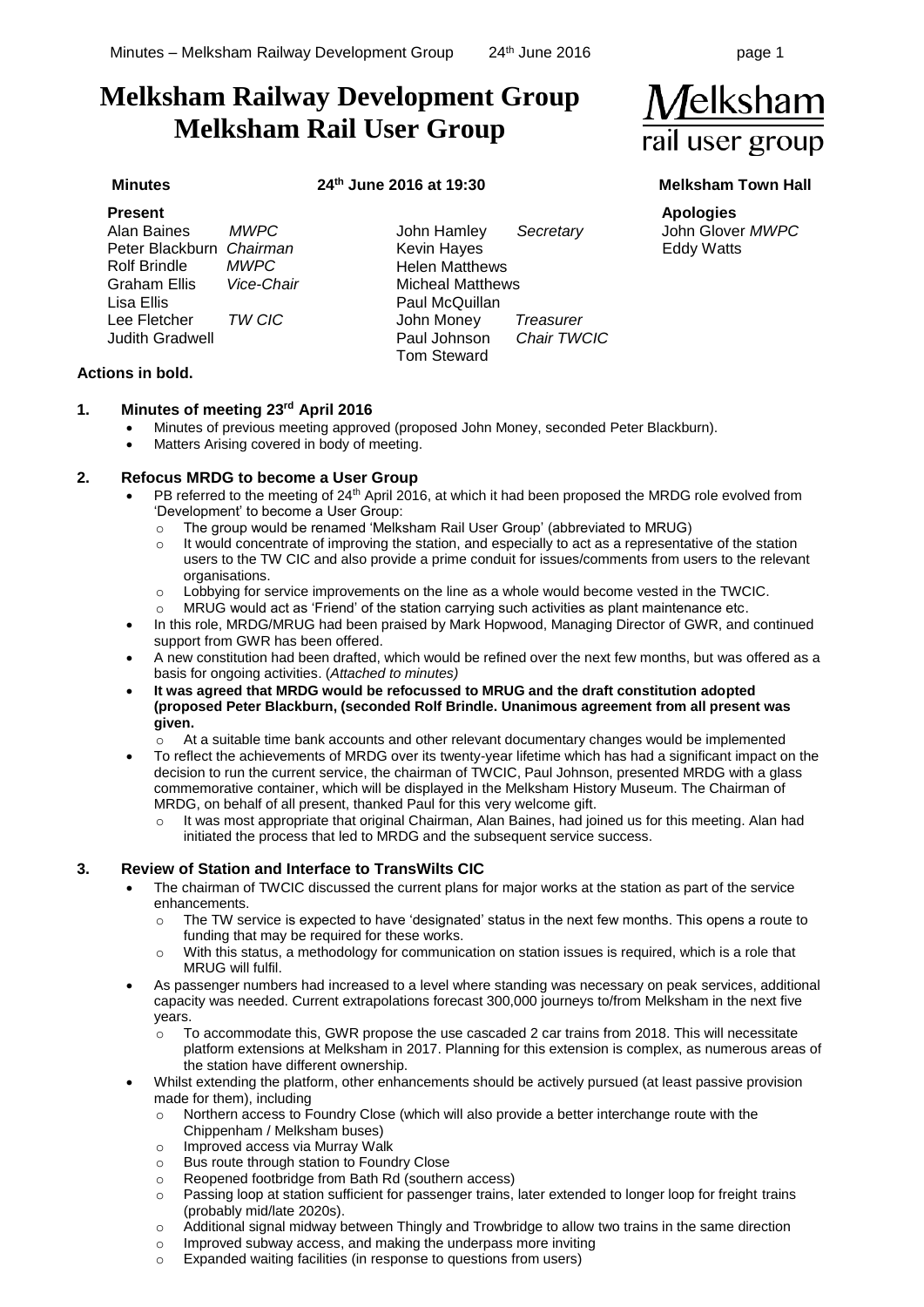# Melksham Railway Development Group
# Melksham Rail User Group

**Minutes** **24th June 2016 at 19:30** **Melksham Town Hall**

**Present**

| | | | |
|---|---|---|---|
| Alan Baines | *MWPC* | John Hamley | *Secretary* |
| Peter Blackburn | *Chairman* | Kevin Hayes | |
| Rolf Brindle | *MWPC* | Helen Matthews | |
| Graham Ellis | *Vice-Chair* | Micheal Matthews | |
| Lisa Ellis | | Paul McQuillan | |
| Lee Fletcher | *TW CIC* | John Money | *Treasurer* |
| Judith Gradwell | | Paul Johnson | *Chair TWCIC* |
| | | Tom Steward | |

**Apologies**

John Glover *MWPC*
Eddy Watts

**Actions in bold.**

## 1. Minutes of meeting 23rd April 2016

- Minutes of previous meeting approved (proposed John Money, seconded Peter Blackburn).
- Matters Arising covered in body of meeting.

## 2. Refocus MRDG to become a User Group

- PB referred to the meeting of 24th April 2016, at which it had been proposed the MRDG role evolved from 'Development' to become a User Group:
  - The group would be renamed 'Melksham Rail User Group' (abbreviated to MRUG)
  - It would concentrate of improving the station, and especially to act as a representative of the station users to the TW CIC and also provide a prime conduit for issues/comments from users to the relevant organisations.
  - Lobbying for service improvements on the line as a whole would become vested in the TWCIC.
  - MRUG would act as 'Friend' of the station carrying such activities as plant maintenance etc.
- In this role, MRDG/MRUG had been praised by Mark Hopwood, Managing Director of GWR, and continued support from GWR has been offered.
- A new constitution had been drafted, which would be refined over the next few months, but was offered as a basis for ongoing activities. (*Attached to minutes)*
- **It was agreed that MRDG would be refocussed to MRUG and the draft constitution adopted (proposed Peter Blackburn, (seconded Rolf Brindle. Unanimous agreement from all present was given.**
  - At a suitable time bank accounts and other relevant documentary changes would be implemented
- To reflect the achievements of MRDG over its twenty-year lifetime which has had a significant impact on the decision to run the current service, the chairman of TWCIC, Paul Johnson, presented MRDG with a glass commemorative container, which will be displayed in the Melksham History Museum. The Chairman of MRDG, on behalf of all present, thanked Paul for this very welcome gift.
  - It was most appropriate that original Chairman, Alan Baines, had joined us for this meeting. Alan had initiated the process that led to MRDG and the subsequent service success.

## 3. Review of Station and Interface to TransWilts CIC

- The chairman of TWCIC discussed the current plans for major works at the station as part of the service enhancements.
  - The TW service is expected to have 'designated' status in the next few months. This opens a route to funding that may be required for these works.
  - With this status, a methodology for communication on station issues is required, which is a role that MRUG will fulfil.
- As passenger numbers had increased to a level where standing was necessary on peak services, additional capacity was needed. Current extrapolations forecast 300,000 journeys to/from Melksham in the next five years.
  - To accommodate this, GWR propose the use cascaded 2 car trains from 2018. This will necessitate platform extensions at Melksham in 2017. Planning for this extension is complex, as numerous areas of the station have different ownership.
- Whilst extending the platform, other enhancements should be actively pursued (at least passive provision made for them), including
  - Northern access to Foundry Close (which will also provide a better interchange route with the Chippenham / Melksham buses)
  - Improved access via Murray Walk
  - Bus route through station to Foundry Close
  - Reopened footbridge from Bath Rd (southern access)
  - Passing loop at station sufficient for passenger trains, later extended to longer loop for freight trains (probably mid/late 2020s).
  - Additional signal midway between Thingly and Trowbridge to allow two trains in the same direction
  - Improved subway access, and making the underpass more inviting
  - Expanded waiting facilities (in response to questions from users)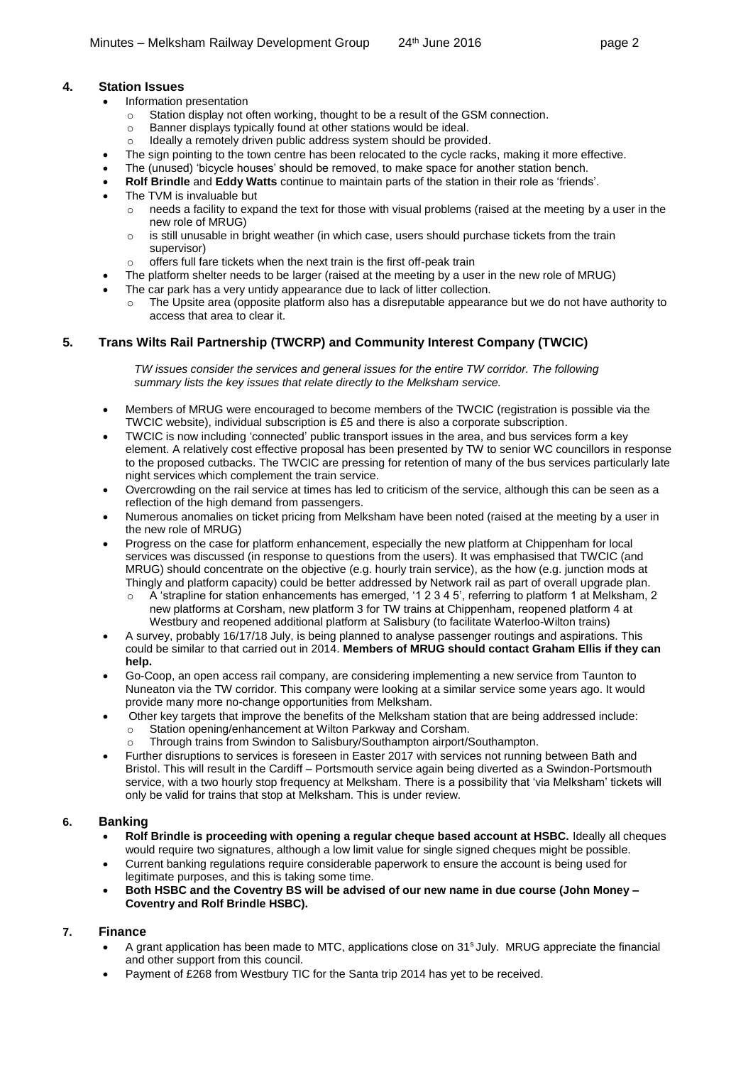## 4. Station Issues

- Information presentation
  - Station display not often working, thought to be a result of the GSM connection.
  - Banner displays typically found at other stations would be ideal.
  - Ideally a remotely driven public address system should be provided.
- The sign pointing to the town centre has been relocated to the cycle racks, making it more effective.
- The (unused) 'bicycle houses' should be removed, to make space for another station bench.
- **Rolf Brindle** and **Eddy Watts** continue to maintain parts of the station in their role as 'friends'.
- The TVM is invaluable but
  - needs a facility to expand the text for those with visual problems (raised at the meeting by a user in the new role of MRUG)
  - is still unusable in bright weather (in which case, users should purchase tickets from the train supervisor)
  - offers full fare tickets when the next train is the first off-peak train
- The platform shelter needs to be larger (raised at the meeting by a user in the new role of MRUG)
- The car park has a very untidy appearance due to lack of litter collection.
  - The Upsite area (opposite platform also has a disreputable appearance but we do not have authority to access that area to clear it.

## 5. Trans Wilts Rail Partnership (TWCRP) and Community Interest Company (TWCIC)

*TW issues consider the services and general issues for the entire TW corridor. The following summary lists the key issues that relate directly to the Melksham service.*

- Members of MRUG were encouraged to become members of the TWCIC (registration is possible via the TWCIC website), individual subscription is £5 and there is also a corporate subscription.
- TWCIC is now including 'connected' public transport issues in the area, and bus services form a key element. A relatively cost effective proposal has been presented by TW to senior WC councillors in response to the proposed cutbacks. The TWCIC are pressing for retention of many of the bus services particularly late night services which complement the train service.
- Overcrowding on the rail service at times has led to criticism of the service, although this can be seen as a reflection of the high demand from passengers.
- Numerous anomalies on ticket pricing from Melksham have been noted (raised at the meeting by a user in the new role of MRUG)
- Progress on the case for platform enhancement, especially the new platform at Chippenham for local services was discussed (in response to questions from the users). It was emphasised that TWCIC (and MRUG) should concentrate on the objective (e.g. hourly train service), as the how (e.g. junction mods at Thingly and platform capacity) could be better addressed by Network rail as part of overall upgrade plan.
  - A 'strapline for station enhancements has emerged, '1 2 3 4 5', referring to platform 1 at Melksham, 2 new platforms at Corsham, new platform 3 for TW trains at Chippenham, reopened platform 4 at Westbury and reopened additional platform at Salisbury (to facilitate Waterloo-Wilton trains)
- A survey, probably 16/17/18 July, is being planned to analyse passenger routings and aspirations. This could be similar to that carried out in 2014. **Members of MRUG should contact Graham Ellis if they can help.**
- Go-Coop, an open access rail company, are considering implementing a new service from Taunton to Nuneaton via the TW corridor. This company were looking at a similar service some years ago. It would provide many more no-change opportunities from Melksham.
- Other key targets that improve the benefits of the Melksham station that are being addressed include:
  - Station opening/enhancement at Wilton Parkway and Corsham.
  - Through trains from Swindon to Salisbury/Southampton airport/Southampton.
- Further disruptions to services is foreseen in Easter 2017 with services not running between Bath and Bristol. This will result in the Cardiff – Portsmouth service again being diverted as a Swindon-Portsmouth service, with a two hourly stop frequency at Melksham. There is a possibility that 'via Melksham' tickets will only be valid for trains that stop at Melksham. This is under review.

## 6. Banking

- **Rolf Brindle is proceeding with opening a regular cheque based account at HSBC.** Ideally all cheques would require two signatures, although a low limit value for single signed cheques might be possible.
- Current banking regulations require considerable paperwork to ensure the account is being used for legitimate purposes, and this is taking some time.
- **Both HSBC and the Coventry BS will be advised of our new name in due course (John Money – Coventry and Rolf Brindle HSBC).**

## 7. Finance

- A grant application has been made to MTC, applications close on 31s July. MRUG appreciate the financial and other support from this council.
- Payment of £268 from Westbury TIC for the Santa trip 2014 has yet to be received.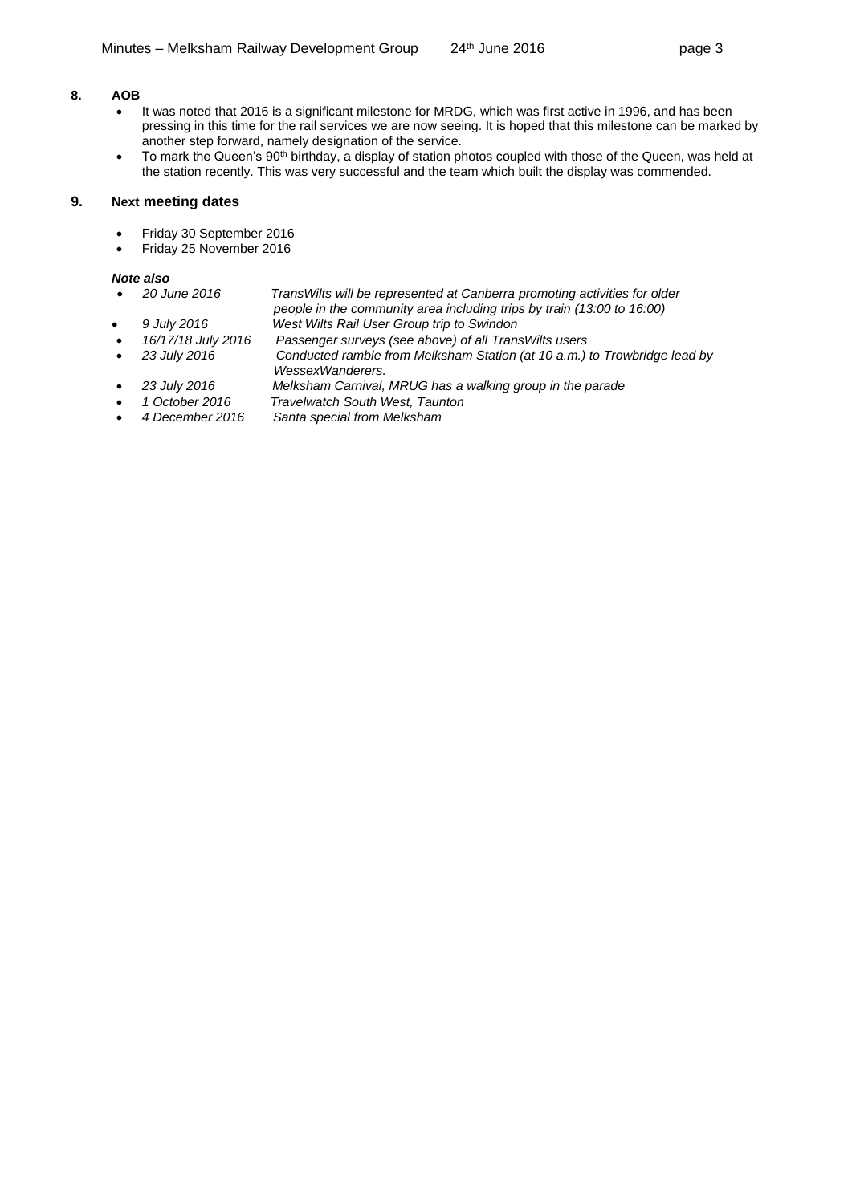## 8. AOB

- It was noted that 2016 is a significant milestone for MRDG, which was first active in 1996, and has been pressing in this time for the rail services we are now seeing. It is hoped that this milestone can be marked by another step forward, namely designation of the service.
- To mark the Queen's 90th birthday, a display of station photos coupled with those of the Queen, was held at the station recently. This was very successful and the team which built the display was commended.

## 9. Next meeting dates

- Friday 30 September 2016
- Friday 25 November 2016

***Note also***

- *20 June 2016* — *TransWilts will be represented at Canberra promoting activities for older people in the community area including trips by train (13:00 to 16:00)*
- *9 July 2016* — *West Wilts Rail User Group trip to Swindon*
- *16/17/18 July 2016* — *Passenger surveys (see above) of all TransWilts users*
- *23 July 2016* — *Conducted ramble from Melksham Station (at 10 a.m.) to Trowbridge lead by WessexWanderers.*
- *23 July 2016* — *Melksham Carnival, MRUG has a walking group in the parade*
- *1 October 2016* — *Travelwatch South West, Taunton*
- *4 December 2016* — *Santa special from Melksham*